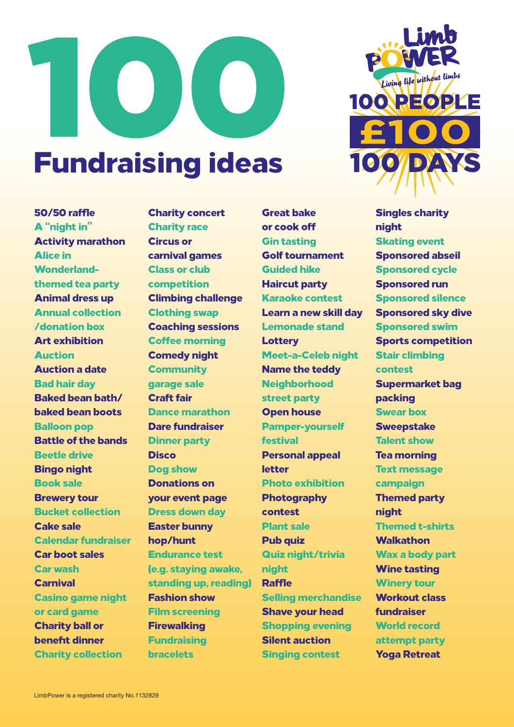# 100 Fundraising ideas

Limb POWER
*Living life without limbs*

100 PEOPLE
£100
100 DAYS

- 50/50 raffle
- A "night in"
- Activity marathon
- Alice in Wonderland-themed tea party
- Animal dress up
- Annual collection/donation box
- Art exhibition
- Auction
- Auction a date
- Bad hair day
- Baked bean bath/baked bean boots
- Balloon pop
- Battle of the bands
- Beetle drive
- Bingo night
- Book sale
- Brewery tour
- Bucket collection
- Cake sale
- Calendar fundraiser
- Car boot sales
- Car wash
- Carnival
- Casino game night or card game
- Charity ball or benefit dinner
- Charity collection
- Charity concert
- Charity race
- Circus or carnival games
- Class or club competition
- Climbing challenge
- Clothing swap
- Coaching sessions
- Coffee morning
- Comedy night
- Community garage sale
- Craft fair
- Dance marathon
- Dare fundraiser
- Dinner party
- Disco
- Dog show
- Donations on your event page
- Dress down day
- Easter bunny hop/hunt
- Endurance test (e.g. staying awake, standing up, reading)
- Fashion show
- Film screening
- Firewalking
- Fundraising bracelets
- Great bake or cook off
- Gin tasting
- Golf tournament
- Guided hike
- Haircut party
- Karaoke contest
- Learn a new skill day
- Lemonade stand
- Lottery
- Meet-a-Celeb night
- Name the teddy
- Neighborhood street party
- Open house
- Pamper-yourself festival
- Personal appeal letter
- Photo exhibition
- Photography contest
- Plant sale
- Pub quiz
- Quiz night/trivia night
- Raffle
- Selling merchandise
- Shave your head
- Shopping evening
- Silent auction
- Singing contest
- Singles charity night
- Skating event
- Sponsored abseil
- Sponsored cycle
- Sponsored run
- Sponsored silence
- Sponsored sky dive
- Sponsored swim
- Sports competition
- Stair climbing contest
- Supermarket bag packing
- Swear box
- Sweepstake
- Talent show
- Tea morning
- Text message campaign
- Themed party night
- Themed t-shirts
- Walkathon
- Wax a body part
- Wine tasting
- Winery tour
- Workout class fundraiser
- World record attempt party
- Yoga Retreat

LimbPower is a registered charity No.1132829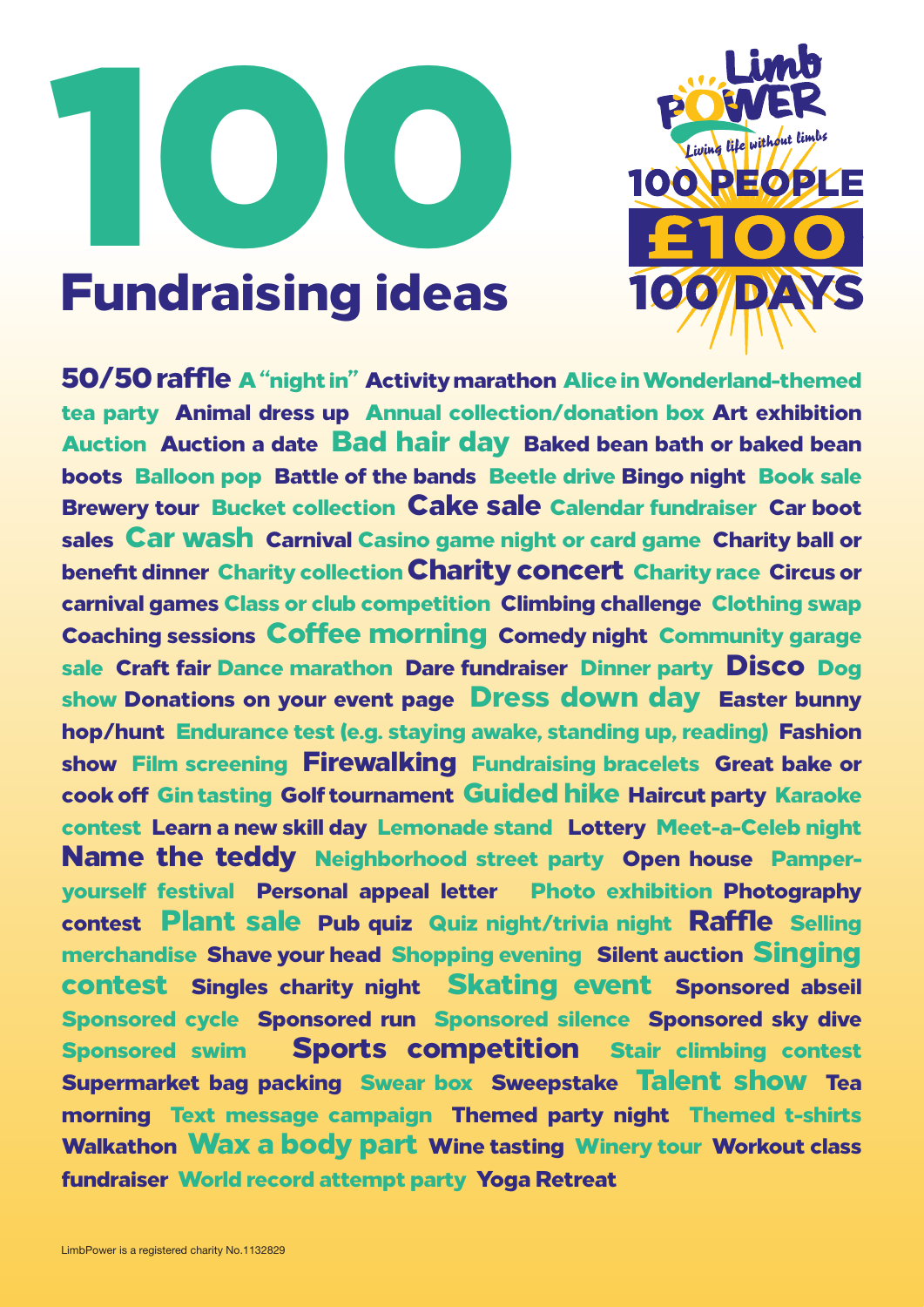# 100 Fundraising ideas

Limb POWER
*Living life without limbs*

100 PEOPLE
£100
100 DAYS

50/50 raffle A "night in" Activity marathon Alice in Wonderland-themed tea party Animal dress up Annual collection/donation box Art exhibition Auction Auction a date Bad hair day Baked bean bath or baked bean boots Balloon pop Battle of the bands Beetle drive Bingo night Book sale Brewery tour Bucket collection Cake sale Calendar fundraiser Car boot sales Car wash Carnival Casino game night or card game Charity ball or benefit dinner Charity collection Charity concert Charity race Circus or carnival games Class or club competition Climbing challenge Clothing swap Coaching sessions Coffee morning Comedy night Community garage sale Craft fair Dance marathon Dare fundraiser Dinner party Disco Dog show Donations on your event page Dress down day Easter bunny hop/hunt Endurance test (e.g. staying awake, standing up, reading) Fashion show Film screening Firewalking Fundraising bracelets Great bake or cook off Gin tasting Golf tournament Guided hike Haircut party Karaoke contest Learn a new skill day Lemonade stand Lottery Meet-a-Celeb night Name the teddy Neighborhood street party Open house Pamper-yourself festival Personal appeal letter Photo exhibition Photography contest Plant sale Pub quiz Quiz night/trivia night Raffle Selling merchandise Shave your head Shopping evening Silent auction Singing contest Singles charity night Skating event Sponsored abseil Sponsored cycle Sponsored run Sponsored silence Sponsored sky dive Sponsored swim Sports competition Stair climbing contest Supermarket bag packing Swear box Sweepstake Talent show Tea morning Text message campaign Themed party night Themed t-shirts Walkathon Wax a body part Wine tasting Winery tour Workout class fundraiser World record attempt party Yoga Retreat

LimbPower is a registered charity No.1132829